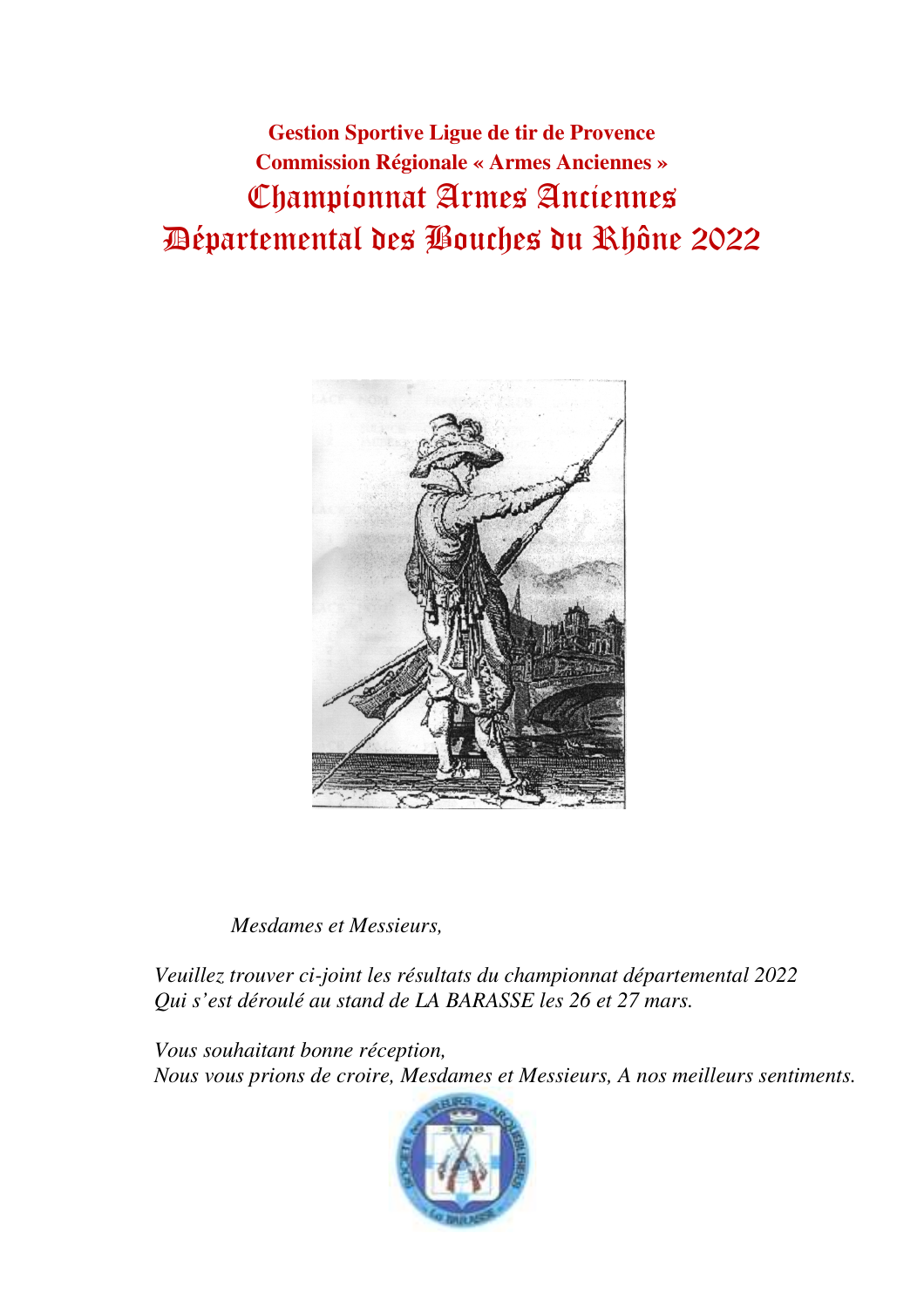**Gestion Sportive Ligue de tir de Provence**

**Commission Régionale « Armes Anciennes »**

# Championnat Armes Anciennes Départemental des Bouches du Rhône 2022

*Mesdames et Messieurs,*

*Veuillez trouver ci-joint les résultats du championnat départemental 2022 Qui s'est déroulé au stand de LA BARASSE les 26 et 27 mars.*

*Vous souhaitant bonne réception,*
*Nous vous prions de croire, Mesdames et Messieurs, A nos meilleurs sentiments.*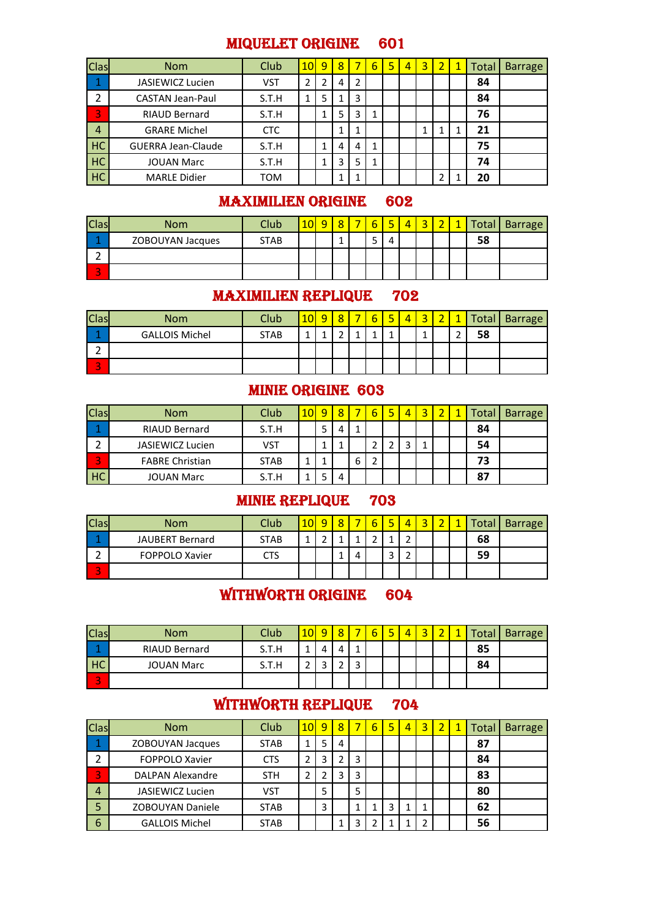## MIQUELET ORIGINE 601

| Clas | Nom | Club | 10 | 9 | 8 | 7 | 6 | 5 | 4 | 3 | 2 | 1 | Total | Barrage |
|---|---|---|---|---|---|---|---|---|---|---|---|---|---|---|
| 1 | JASIEWICZ Lucien | VST | 2 | 2 | 4 | 2 | | | | | | | **84** | |
| 2 | CASTAN Jean-Paul | S.T.H | 1 | 5 | 1 | 3 | | | | | | | **84** | |
| 3 | RIAUD Bernard | S.T.H | | 1 | 5 | 3 | 1 | | | | | | **76** | |
| 4 | GRARE Michel | CTC | | | 1 | 1 | | | | 1 | 1 | 1 | **21** | |
| HC | GUERRA Jean-Claude | S.T.H | | 1 | 4 | 4 | 1 | | | | | | **75** | |
| HC | JOUAN Marc | S.T.H | | 1 | 3 | 5 | 1 | | | | | | **74** | |
| HC | MARLE Didier | TOM | | | 1 | 1 | | | | | 2 | 1 | **20** | |

## MAXIMILIEN ORIGINE 602

| Clas | Nom | Club | 10 | 9 | 8 | 7 | 6 | 5 | 4 | 3 | 2 | 1 | Total | Barrage |
|---|---|---|---|---|---|---|---|---|---|---|---|---|---|---|
| 1 | ZOBOUYAN Jacques | STAB | | | 1 | | 5 | 4 | | | | | **58** | |
| 2 | | | | | | | | | | | | | | |
| 3 | | | | | | | | | | | | | | |

## MAXIMILIEN REPLIQUE 702

| Clas | Nom | Club | 10 | 9 | 8 | 7 | 6 | 5 | 4 | 3 | 2 | 1 | Total | Barrage |
|---|---|---|---|---|---|---|---|---|---|---|---|---|---|---|
| 1 | GALLOIS Michel | STAB | 1 | 1 | 2 | 1 | 1 | 1 | | 1 | | 2 | **58** | |
| 2 | | | | | | | | | | | | | | |
| 3 | | | | | | | | | | | | | | |

## MINIE ORIGINE 603

| Clas | Nom | Club | 10 | 9 | 8 | 7 | 6 | 5 | 4 | 3 | 2 | 1 | Total | Barrage |
|---|---|---|---|---|---|---|---|---|---|---|---|---|---|---|
| 1 | RIAUD Bernard | S.T.H | | 5 | 4 | 1 | | | | | | | **84** | |
| 2 | JASIEWICZ Lucien | VST | | 1 | 1 | | 2 | 2 | 3 | 1 | | | **54** | |
| 3 | FABRE Christian | STAB | 1 | 1 | | 6 | 2 | | | | | | **73** | |
| HC | JOUAN Marc | S.T.H | 1 | 5 | 4 | | | | | | | | **87** | |

## MINIE REPLIQUE 703

| Clas | Nom | Club | 10 | 9 | 8 | 7 | 6 | 5 | 4 | 3 | 2 | 1 | Total | Barrage |
|---|---|---|---|---|---|---|---|---|---|---|---|---|---|---|
| 1 | JAUBERT Bernard | STAB | 1 | 2 | 1 | 1 | 2 | 1 | 2 | | | | **68** | |
| 2 | FOPPOLO Xavier | CTS | | | 1 | 4 | | 3 | 2 | | | | **59** | |
| 3 | | | | | | | | | | | | | | |

## WITHWORTH ORIGINE 604

| Clas | Nom | Club | 10 | 9 | 8 | 7 | 6 | 5 | 4 | 3 | 2 | 1 | Total | Barrage |
|---|---|---|---|---|---|---|---|---|---|---|---|---|---|---|
| 1 | RIAUD Bernard | S.T.H | 1 | 4 | 4 | 1 | | | | | | | **85** | |
| HC | JOUAN Marc | S.T.H | 2 | 3 | 2 | 3 | | | | | | | **84** | |
| 3 | | | | | | | | | | | | | | |

## WITHWORTH REPLIQUE 704

| Clas | Nom | Club | 10 | 9 | 8 | 7 | 6 | 5 | 4 | 3 | 2 | 1 | Total | Barrage |
|---|---|---|---|---|---|---|---|---|---|---|---|---|---|---|
| 1 | ZOBOUYAN Jacques | STAB | 1 | 5 | 4 | | | | | | | | **87** | |
| 2 | FOPPOLO Xavier | CTS | 2 | 3 | 2 | 3 | | | | | | | **84** | |
| 3 | DALPAN Alexandre | STH | 2 | 2 | 3 | 3 | | | | | | | **83** | |
| 4 | JASIEWICZ Lucien | VST | | 5 | | 5 | | | | | | | **80** | |
| 5 | ZOBOUYAN Daniele | STAB | | 3 | | 1 | 1 | 3 | 1 | 1 | | | **62** | |
| 6 | GALLOIS Michel | STAB | | | 1 | 3 | 2 | 1 | 1 | 2 | | | **56** | |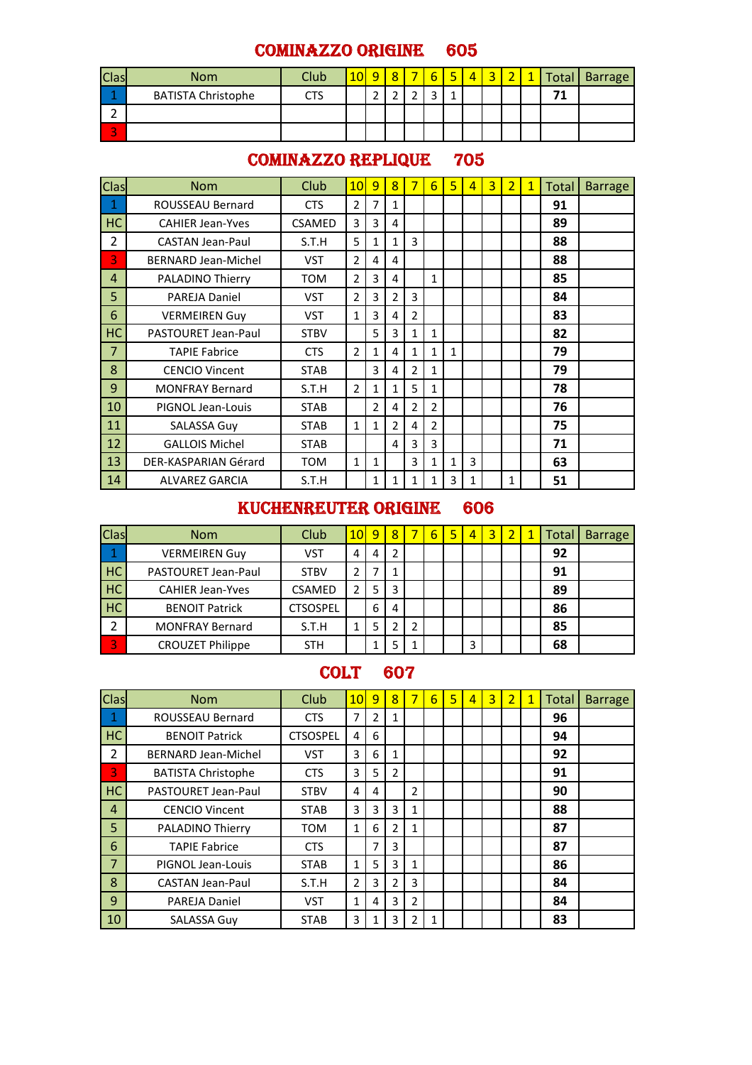## COMINAZZO ORIGINE 605

| Clas | Nom | Club | 10 | 9 | 8 | 7 | 6 | 5 | 4 | 3 | 2 | 1 | Total | Barrage |
|---|---|---|---|---|---|---|---|---|---|---|---|---|---|---|
| 1 | BATISTA Christophe | CTS | | 2 | 2 | 2 | 3 | 1 | | | | | **71** | |
| 2 | | | | | | | | | | | | | | |
| 3 | | | | | | | | | | | | | | |

## COMINAZZO REPLIQUE 705

| Clas | Nom | Club | 10 | 9 | 8 | 7 | 6 | 5 | 4 | 3 | 2 | 1 | Total | Barrage |
|---|---|---|---|---|---|---|---|---|---|---|---|---|---|---|
| 1 | ROUSSEAU Bernard | CTS | 2 | 7 | 1 | | | | | | | | **91** | |
| HC | CAHIER Jean-Yves | CSAMED | 3 | 3 | 4 | | | | | | | | **89** | |
| 2 | CASTAN Jean-Paul | S.T.H | 5 | 1 | 1 | 3 | | | | | | | **88** | |
| 3 | BERNARD Jean-Michel | VST | 2 | 4 | 4 | | | | | | | | **88** | |
| 4 | PALADINO Thierry | TOM | 2 | 3 | 4 | | 1 | | | | | | **85** | |
| 5 | PAREJA Daniel | VST | 2 | 3 | 2 | 3 | | | | | | | **84** | |
| 6 | VERMEIREN Guy | VST | 1 | 3 | 4 | 2 | | | | | | | **83** | |
| HC | PASTOURET Jean-Paul | STBV | | 5 | 3 | 1 | 1 | | | | | | **82** | |
| 7 | TAPIE Fabrice | CTS | 2 | 1 | 4 | 1 | 1 | 1 | | | | | **79** | |
| 8 | CENCIO Vincent | STAB | | 3 | 4 | 2 | 1 | | | | | | **79** | |
| 9 | MONFRAY Bernard | S.T.H | 2 | 1 | 1 | 5 | 1 | | | | | | **78** | |
| 10 | PIGNOL Jean-Louis | STAB | | 2 | 4 | 2 | 2 | | | | | | **76** | |
| 11 | SALASSA Guy | STAB | 1 | 1 | 2 | 4 | 2 | | | | | | **75** | |
| 12 | GALLOIS Michel | STAB | | | 4 | 3 | 3 | | | | | | **71** | |
| 13 | DER-KASPARIAN Gérard | TOM | 1 | 1 | | 3 | 1 | 1 | 3 | | | | **63** | |
| 14 | ALVAREZ GARCIA | S.T.H | | 1 | 1 | 1 | 1 | 3 | 1 | | 1 | | **51** | |

## KUCHENREUTER ORIGINE 606

| Clas | Nom | Club | 10 | 9 | 8 | 7 | 6 | 5 | 4 | 3 | 2 | 1 | Total | Barrage |
|---|---|---|---|---|---|---|---|---|---|---|---|---|---|---|
| 1 | VERMEIREN Guy | VST | 4 | 4 | 2 | | | | | | | | **92** | |
| HC | PASTOURET Jean-Paul | STBV | 2 | 7 | 1 | | | | | | | | **91** | |
| HC | CAHIER Jean-Yves | CSAMED | 2 | 5 | 3 | | | | | | | | **89** | |
| HC | BENOIT Patrick | CTSOSPEL | | 6 | 4 | | | | | | | | **86** | |
| 2 | MONFRAY Bernard | S.T.H | 1 | 5 | 2 | 2 | | | | | | | **85** | |
| 3 | CROUZET Philippe | STH | | 1 | 5 | 1 | | | 3 | | | | **68** | |

## COLT 607

| Clas | Nom | Club | 10 | 9 | 8 | 7 | 6 | 5 | 4 | 3 | 2 | 1 | Total | Barrage |
|---|---|---|---|---|---|---|---|---|---|---|---|---|---|---|
| 1 | ROUSSEAU Bernard | CTS | 7 | 2 | 1 | | | | | | | | **96** | |
| HC | BENOIT Patrick | CTSOSPEL | 4 | 6 | | | | | | | | | **94** | |
| 2 | BERNARD Jean-Michel | VST | 3 | 6 | 1 | | | | | | | | **92** | |
| 3 | BATISTA Christophe | CTS | 3 | 5 | 2 | | | | | | | | **91** | |
| HC | PASTOURET Jean-Paul | STBV | 4 | 4 | | 2 | | | | | | | **90** | |
| 4 | CENCIO Vincent | STAB | 3 | 3 | 3 | 1 | | | | | | | **88** | |
| 5 | PALADINO Thierry | TOM | 1 | 6 | 2 | 1 | | | | | | | **87** | |
| 6 | TAPIE Fabrice | CTS | | 7 | 3 | | | | | | | | **87** | |
| 7 | PIGNOL Jean-Louis | STAB | 1 | 5 | 3 | 1 | | | | | | | **86** | |
| 8 | CASTAN Jean-Paul | S.T.H | 2 | 3 | 2 | 3 | | | | | | | **84** | |
| 9 | PAREJA Daniel | VST | 1 | 4 | 3 | 2 | | | | | | | **84** | |
| 10 | SALASSA Guy | STAB | 3 | 1 | 3 | 2 | 1 | | | | | | **83** | |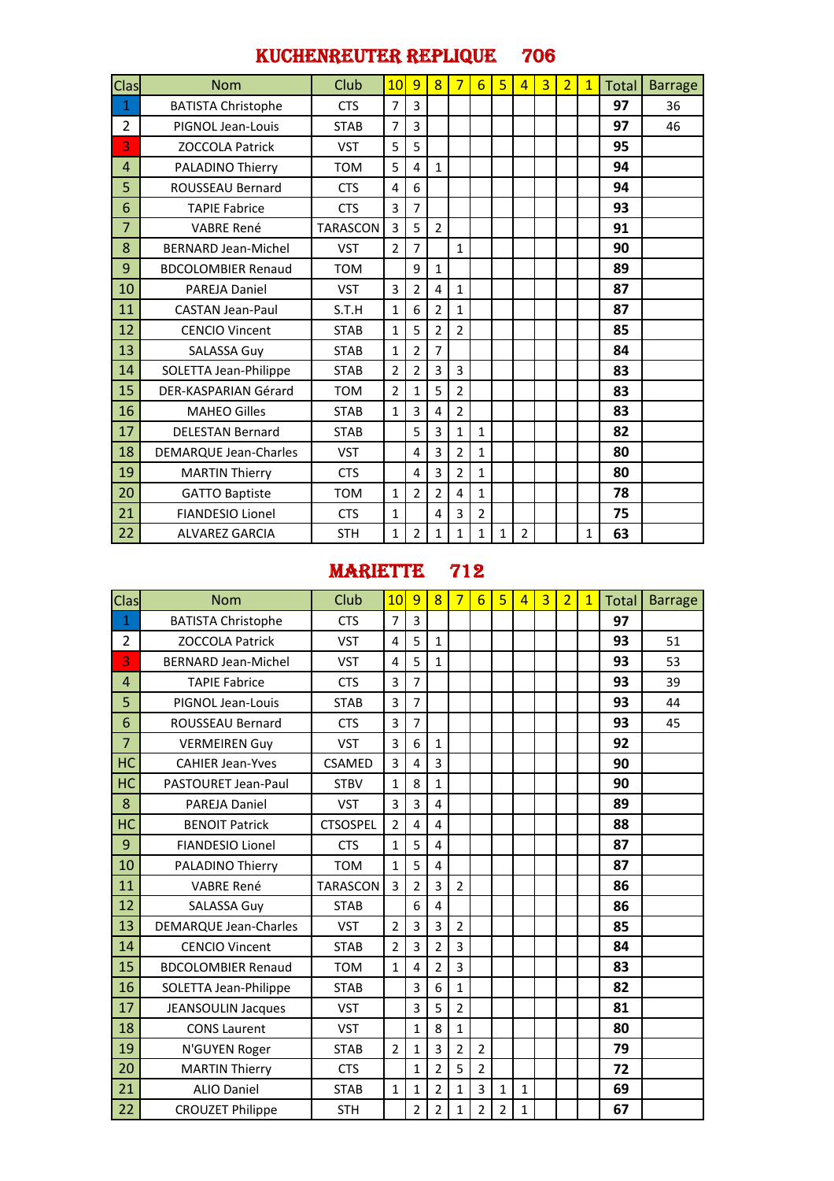## KUCHENREUTER REPLIQUE 706

| Clas | Nom | Club | 10 | 9 | 8 | 7 | 6 | 5 | 4 | 3 | 2 | 1 | Total | Barrage |
|---|---|---|---|---|---|---|---|---|---|---|---|---|---|---|
| 1 | BATISTA Christophe | CTS | 7 | 3 | | | | | | | | | **97** | 36 |
| 2 | PIGNOL Jean-Louis | STAB | 7 | 3 | | | | | | | | | **97** | 46 |
| 3 | ZOCCOLA Patrick | VST | 5 | 5 | | | | | | | | | **95** | |
| 4 | PALADINO Thierry | TOM | 5 | 4 | 1 | | | | | | | | **94** | |
| 5 | ROUSSEAU Bernard | CTS | 4 | 6 | | | | | | | | | **94** | |
| 6 | TAPIE Fabrice | CTS | 3 | 7 | | | | | | | | | **93** | |
| 7 | VABRE René | TARASCON | 3 | 5 | 2 | | | | | | | | **91** | |
| 8 | BERNARD Jean-Michel | VST | 2 | 7 | | 1 | | | | | | | **90** | |
| 9 | BDCOLOMBIER Renaud | TOM | | 9 | 1 | | | | | | | | **89** | |
| 10 | PAREJA Daniel | VST | 3 | 2 | 4 | 1 | | | | | | | **87** | |
| 11 | CASTAN Jean-Paul | S.T.H | 1 | 6 | 2 | 1 | | | | | | | **87** | |
| 12 | CENCIO Vincent | STAB | 1 | 5 | 2 | 2 | | | | | | | **85** | |
| 13 | SALASSA Guy | STAB | 1 | 2 | 7 | | | | | | | | **84** | |
| 14 | SOLETTA Jean-Philippe | STAB | 2 | 2 | 3 | 3 | | | | | | | **83** | |
| 15 | DER-KASPARIAN Gérard | TOM | 2 | 1 | 5 | 2 | | | | | | | **83** | |
| 16 | MAHEO Gilles | STAB | 1 | 3 | 4 | 2 | | | | | | | **83** | |
| 17 | DELESTAN Bernard | STAB | | 5 | 3 | 1 | 1 | | | | | | **82** | |
| 18 | DEMARQUE Jean-Charles | VST | | 4 | 3 | 2 | 1 | | | | | | **80** | |
| 19 | MARTIN Thierry | CTS | | 4 | 3 | 2 | 1 | | | | | | **80** | |
| 20 | GATTO Baptiste | TOM | 1 | 2 | 2 | 4 | 1 | | | | | | **78** | |
| 21 | FIANDESIO Lionel | CTS | 1 | | 4 | 3 | 2 | | | | | | **75** | |
| 22 | ALVAREZ GARCIA | STH | 1 | 2 | 1 | 1 | 1 | 1 | 2 | | | 1 | **63** | |

## MARIETTE 712

| Clas | Nom | Club | 10 | 9 | 8 | 7 | 6 | 5 | 4 | 3 | 2 | 1 | Total | Barrage |
|---|---|---|---|---|---|---|---|---|---|---|---|---|---|---|
| 1 | BATISTA Christophe | CTS | 7 | 3 | | | | | | | | | **97** | |
| 2 | ZOCCOLA Patrick | VST | 4 | 5 | 1 | | | | | | | | **93** | 51 |
| 3 | BERNARD Jean-Michel | VST | 4 | 5 | 1 | | | | | | | | **93** | 53 |
| 4 | TAPIE Fabrice | CTS | 3 | 7 | | | | | | | | | **93** | 39 |
| 5 | PIGNOL Jean-Louis | STAB | 3 | 7 | | | | | | | | | **93** | 44 |
| 6 | ROUSSEAU Bernard | CTS | 3 | 7 | | | | | | | | | **93** | 45 |
| 7 | VERMEIREN Guy | VST | 3 | 6 | 1 | | | | | | | | **92** | |
| HC | CAHIER Jean-Yves | CSAMED | 3 | 4 | 3 | | | | | | | | **90** | |
| HC | PASTOURET Jean-Paul | STBV | 1 | 8 | 1 | | | | | | | | **90** | |
| 8 | PAREJA Daniel | VST | 3 | 3 | 4 | | | | | | | | **89** | |
| HC | BENOIT Patrick | CTSOSPEL | 2 | 4 | 4 | | | | | | | | **88** | |
| 9 | FIANDESIO Lionel | CTS | 1 | 5 | 4 | | | | | | | | **87** | |
| 10 | PALADINO Thierry | TOM | 1 | 5 | 4 | | | | | | | | **87** | |
| 11 | VABRE René | TARASCON | 3 | 2 | 3 | 2 | | | | | | | **86** | |
| 12 | SALASSA Guy | STAB | | 6 | 4 | | | | | | | | **86** | |
| 13 | DEMARQUE Jean-Charles | VST | 2 | 3 | 3 | 2 | | | | | | | **85** | |
| 14 | CENCIO Vincent | STAB | 2 | 3 | 2 | 3 | | | | | | | **84** | |
| 15 | BDCOLOMBIER Renaud | TOM | 1 | 4 | 2 | 3 | | | | | | | **83** | |
| 16 | SOLETTA Jean-Philippe | STAB | | 3 | 6 | 1 | | | | | | | **82** | |
| 17 | JEANSOULIN Jacques | VST | | 3 | 5 | 2 | | | | | | | **81** | |
| 18 | CONS Laurent | VST | | 1 | 8 | 1 | | | | | | | **80** | |
| 19 | N'GUYEN Roger | STAB | 2 | 1 | 3 | 2 | 2 | | | | | | **79** | |
| 20 | MARTIN Thierry | CTS | | 1 | 2 | 5 | 2 | | | | | | **72** | |
| 21 | ALIO Daniel | STAB | 1 | 1 | 2 | 1 | 3 | 1 | 1 | | | | **69** | |
| 22 | CROUZET Philippe | STH | | 2 | 2 | 1 | 2 | 2 | 1 | | | | **67** | |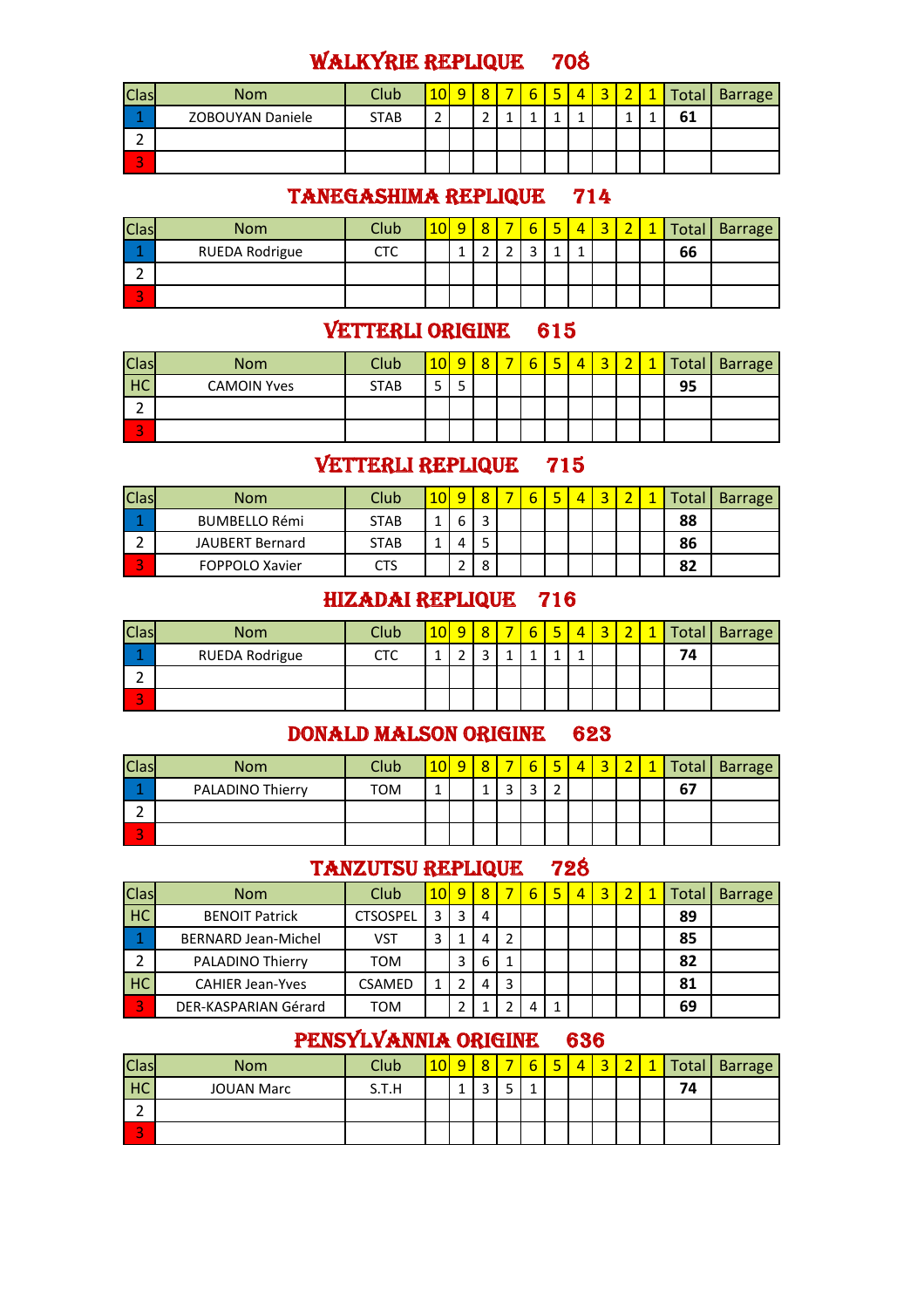## WALKYRIE REPLIQUE 708

| Clas | Nom | Club | 10 | 9 | 8 | 7 | 6 | 5 | 4 | 3 | 2 | 1 | Total | Barrage |
|---|---|---|---|---|---|---|---|---|---|---|---|---|---|---|
| 1 | ZOBOUYAN Daniele | STAB | 2 | | 2 | 1 | 1 | 1 | 1 | | 1 | 1 | **61** | |
| 2 | | | | | | | | | | | | | | |
| 3 | | | | | | | | | | | | | | |

## TANEGASHIMA REPLIQUE 714

| Clas | Nom | Club | 10 | 9 | 8 | 7 | 6 | 5 | 4 | 3 | 2 | 1 | Total | Barrage |
|---|---|---|---|---|---|---|---|---|---|---|---|---|---|---|
| 1 | RUEDA Rodrigue | CTC | | 1 | 2 | 2 | 3 | 1 | 1 | | | | **66** | |
| 2 | | | | | | | | | | | | | | |
| 3 | | | | | | | | | | | | | | |

## VETTERLI ORIGINE 615

| Clas | Nom | Club | 10 | 9 | 8 | 7 | 6 | 5 | 4 | 3 | 2 | 1 | Total | Barrage |
|---|---|---|---|---|---|---|---|---|---|---|---|---|---|---|
| HC | CAMOIN Yves | STAB | 5 | 5 | | | | | | | | | **95** | |
| 2 | | | | | | | | | | | | | | |
| 3 | | | | | | | | | | | | | | |

## VETTERLI REPLIQUE 715

| Clas | Nom | Club | 10 | 9 | 8 | 7 | 6 | 5 | 4 | 3 | 2 | 1 | Total | Barrage |
|---|---|---|---|---|---|---|---|---|---|---|---|---|---|---|
| 1 | BUMBELLO Rémi | STAB | 1 | 6 | 3 | | | | | | | | **88** | |
| 2 | JAUBERT Bernard | STAB | 1 | 4 | 5 | | | | | | | | **86** | |
| 3 | FOPPOLO Xavier | CTS | | 2 | 8 | | | | | | | | **82** | |

## HIZADAI REPLIQUE 716

| Clas | Nom | Club | 10 | 9 | 8 | 7 | 6 | 5 | 4 | 3 | 2 | 1 | Total | Barrage |
|---|---|---|---|---|---|---|---|---|---|---|---|---|---|---|
| 1 | RUEDA Rodrigue | CTC | 1 | 2 | 3 | 1 | 1 | 1 | 1 | | | | **74** | |
| 2 | | | | | | | | | | | | | | |
| 3 | | | | | | | | | | | | | | |

## DONALD MALSON ORIGINE 623

| Clas | Nom | Club | 10 | 9 | 8 | 7 | 6 | 5 | 4 | 3 | 2 | 1 | Total | Barrage |
|---|---|---|---|---|---|---|---|---|---|---|---|---|---|---|
| 1 | PALADINO Thierry | TOM | 1 | | 1 | 3 | 3 | 2 | | | | | **67** | |
| 2 | | | | | | | | | | | | | | |
| 3 | | | | | | | | | | | | | | |

## TANZUTSU REPLIQUE 728

| Clas | Nom | Club | 10 | 9 | 8 | 7 | 6 | 5 | 4 | 3 | 2 | 1 | Total | Barrage |
|---|---|---|---|---|---|---|---|---|---|---|---|---|---|---|
| HC | BENOIT Patrick | CTSOSPEL | 3 | 3 | 4 | | | | | | | | **89** | |
| 1 | BERNARD Jean-Michel | VST | 3 | 1 | 4 | 2 | | | | | | | **85** | |
| 2 | PALADINO Thierry | TOM | | 3 | 6 | 1 | | | | | | | **82** | |
| HC | CAHIER Jean-Yves | CSAMED | 1 | 2 | 4 | 3 | | | | | | | **81** | |
| 3 | DER-KASPARIAN Gérard | TOM | | 2 | 1 | 2 | 4 | 1 | | | | | **69** | |

## PENSYLVANNIA ORIGINE 636

| Clas | Nom | Club | 10 | 9 | 8 | 7 | 6 | 5 | 4 | 3 | 2 | 1 | Total | Barrage |
|---|---|---|---|---|---|---|---|---|---|---|---|---|---|---|
| HC | JOUAN Marc | S.T.H | | 1 | 3 | 5 | 1 | | | | | | **74** | |
| 2 | | | | | | | | | | | | | | |
| 3 | | | | | | | | | | | | | | |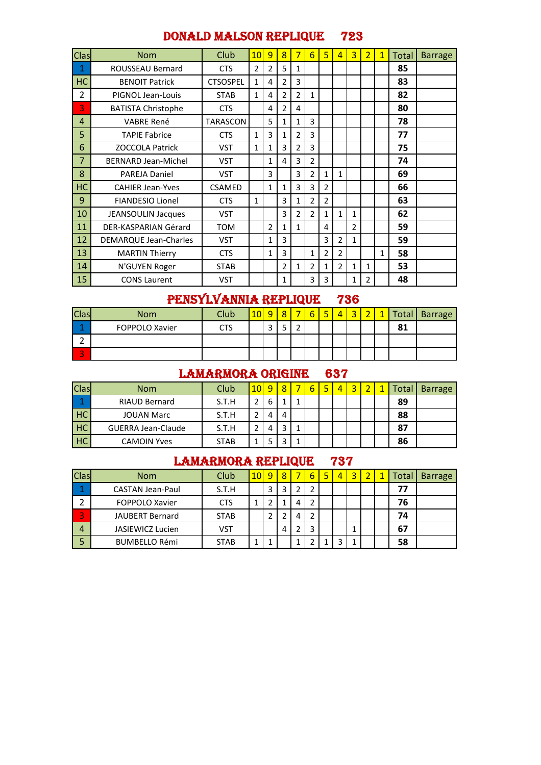## DONALD MALSON REPLIQUE 723

| Clas | Nom | Club | 10 | 9 | 8 | 7 | 6 | 5 | 4 | 3 | 2 | 1 | Total | Barrage |
|---|---|---|---|---|---|---|---|---|---|---|---|---|---|---|
| 1 | ROUSSEAU Bernard | CTS | 2 | 2 | 5 | 1 | | | | | | | **85** | |
| HC | BENOIT Patrick | CTSOSPEL | 1 | 4 | 2 | 3 | | | | | | | **83** | |
| 2 | PIGNOL Jean-Louis | STAB | 1 | 4 | 2 | 2 | 1 | | | | | | **82** | |
| 3 | BATISTA Christophe | CTS | | 4 | 2 | 4 | | | | | | | **80** | |
| 4 | VABRE René | TARASCON | | 5 | 1 | 1 | 3 | | | | | | **78** | |
| 5 | TAPIE Fabrice | CTS | 1 | 3 | 1 | 2 | 3 | | | | | | **77** | |
| 6 | ZOCCOLA Patrick | VST | 1 | 1 | 3 | 2 | 3 | | | | | | **75** | |
| 7 | BERNARD Jean-Michel | VST | | 1 | 4 | 3 | 2 | | | | | | **74** | |
| 8 | PAREJA Daniel | VST | | 3 | | 3 | 2 | 1 | 1 | | | | **69** | |
| HC | CAHIER Jean-Yves | CSAMED | | 1 | 1 | 3 | 3 | 2 | | | | | **66** | |
| 9 | FIANDESIO Lionel | CTS | 1 | | 3 | 1 | 2 | 2 | | | | | **63** | |
| 10 | JEANSOULIN Jacques | VST | | | 3 | 2 | 2 | 1 | 1 | 1 | | | **62** | |
| 11 | DER-KASPARIAN Gérard | TOM | | 2 | 1 | 1 | | 4 | | 2 | | | **59** | |
| 12 | DEMARQUE Jean-Charles | VST | | 1 | 3 | | | 3 | 2 | 1 | | | **59** | |
| 13 | MARTIN Thierry | CTS | | 1 | 3 | | 1 | 2 | 2 | | | 1 | **58** | |
| 14 | N'GUYEN Roger | STAB | | | 2 | 1 | 2 | 1 | 2 | 1 | 1 | | **53** | |
| 15 | CONS Laurent | VST | | | 1 | | 3 | 3 | | 1 | 2 | | **48** | |

## PENSYLVANNIA REPLIQUE 736

| Clas | Nom | Club | 10 | 9 | 8 | 7 | 6 | 5 | 4 | 3 | 2 | 1 | Total | Barrage |
|---|---|---|---|---|---|---|---|---|---|---|---|---|---|---|
| 1 | FOPPOLO Xavier | CTS | | 3 | 5 | 2 | | | | | | | **81** | |
| 2 | | | | | | | | | | | | | | |
| 3 | | | | | | | | | | | | | | |

## LAMARMORA ORIGINE 637

| Clas | Nom | Club | 10 | 9 | 8 | 7 | 6 | 5 | 4 | 3 | 2 | 1 | Total | Barrage |
|---|---|---|---|---|---|---|---|---|---|---|---|---|---|---|
| 1 | RIAUD Bernard | S.T.H | 2 | 6 | 1 | 1 | | | | | | | **89** | |
| HC | JOUAN Marc | S.T.H | 2 | 4 | 4 | | | | | | | | **88** | |
| HC | GUERRA Jean-Claude | S.T.H | 2 | 4 | 3 | 1 | | | | | | | **87** | |
| HC | CAMOIN Yves | STAB | 1 | 5 | 3 | 1 | | | | | | | **86** | |

## LAMARMORA REPLIQUE 737

| Clas | Nom | Club | 10 | 9 | 8 | 7 | 6 | 5 | 4 | 3 | 2 | 1 | Total | Barrage |
|---|---|---|---|---|---|---|---|---|---|---|---|---|---|---|
| 1 | CASTAN Jean-Paul | S.T.H | | 3 | 3 | 2 | 2 | | | | | | **77** | |
| 2 | FOPPOLO Xavier | CTS | 1 | 2 | 1 | 4 | 2 | | | | | | **76** | |
| 3 | JAUBERT Bernard | STAB | | 2 | 2 | 4 | 2 | | | | | | **74** | |
| 4 | JASIEWICZ Lucien | VST | | | 4 | 2 | 3 | | | 1 | | | **67** | |
| 5 | BUMBELLO Rémi | STAB | 1 | 1 | | 1 | 2 | 1 | 3 | 1 | | | **58** | |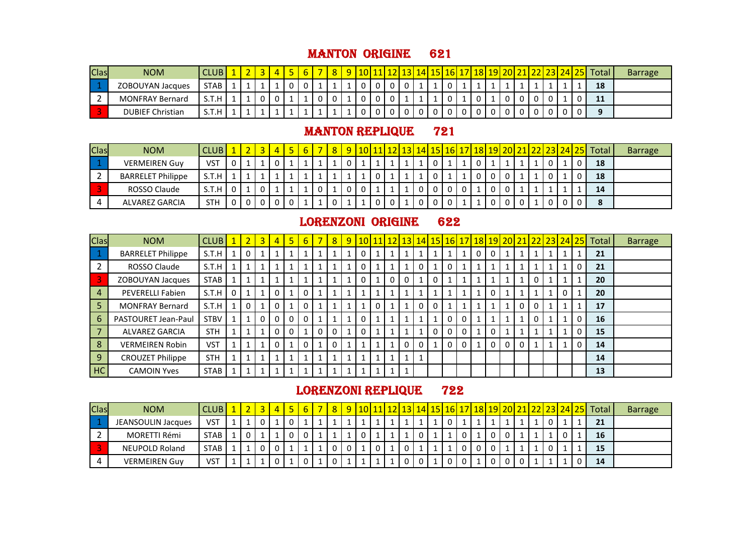## MANTON ORIGINE 621

| Clas | NOM | CLUB | 1 | 2 | 3 | 4 | 5 | 6 | 7 | 8 | 9 | 10 | 11 | 12 | 13 | 14 | 15 | 16 | 17 | 18 | 19 | 20 | 21 | 22 | 23 | 24 | 25 | Total | Barrage |
|---|---|---|---|---|---|---|---|---|---|---|---|---|---|---|---|---|---|---|---|---|---|---|---|---|---|---|---|---|---|
| 1 | ZOBOUYAN Jacques | STAB | 1 | 1 | 1 | 1 | 0 | 0 | 1 | 1 | 1 | 0 | 0 | 0 | 0 | 1 | 1 | 0 | 1 | 1 | 1 | 1 | 1 | 1 | 1 | 1 | 1 | 18 | |
| 2 | MONFRAY Bernard | S.T.H | 1 | 1 | 0 | 0 | 1 | 1 | 0 | 0 | 1 | 0 | 0 | 0 | 1 | 1 | 1 | 0 | 1 | 0 | 1 | 0 | 0 | 0 | 0 | 1 | 0 | 11 | |
| 3 | DUBIEF Christian | S.T.H | 1 | 1 | 1 | 1 | 1 | 1 | 1 | 1 | 1 | 0 | 0 | 0 | 0 | 0 | 0 | 0 | 0 | 0 | 0 | 0 | 0 | 0 | 0 | 0 | 0 | 9 | |

## MANTON REPLIQUE 721

| Clas | NOM | CLUB | 1 | 2 | 3 | 4 | 5 | 6 | 7 | 8 | 9 | 10 | 11 | 12 | 13 | 14 | 15 | 16 | 17 | 18 | 19 | 20 | 21 | 22 | 23 | 24 | 25 | Total | Barrage |
|---|---|---|---|---|---|---|---|---|---|---|---|---|---|---|---|---|---|---|---|---|---|---|---|---|---|---|---|---|---|
| 1 | VERMEIREN Guy | VST | 0 | 1 | 1 | 0 | 1 | 1 | 1 | 1 | 0 | 1 | 1 | 1 | 1 | 1 | 0 | 1 | 1 | 0 | 1 | 1 | 1 | 1 | 0 | 1 | 0 | 18 | |
| 2 | BARRELET Philippe | S.T.H | 1 | 1 | 1 | 1 | 1 | 1 | 1 | 1 | 1 | 1 | 0 | 1 | 1 | 1 | 0 | 1 | 1 | 0 | 0 | 0 | 1 | 1 | 0 | 1 | 0 | 18 | |
| 3 | ROSSO Claude | S.T.H | 0 | 1 | 0 | 1 | 1 | 1 | 0 | 1 | 0 | 0 | 1 | 1 | 1 | 0 | 0 | 0 | 0 | 1 | 0 | 0 | 1 | 1 | 1 | 1 | 1 | 14 | |
| 4 | ALVAREZ GARCIA | STH | 0 | 0 | 0 | 0 | 0 | 1 | 1 | 0 | 1 | 1 | 0 | 0 | 1 | 0 | 0 | 0 | 1 | 1 | 0 | 0 | 0 | 1 | 0 | 0 | 0 | 8 | |

## LORENZONI ORIGINE 622

| Clas | NOM | CLUB | 1 | 2 | 3 | 4 | 5 | 6 | 7 | 8 | 9 | 10 | 11 | 12 | 13 | 14 | 15 | 16 | 17 | 18 | 19 | 20 | 21 | 22 | 23 | 24 | 25 | Total | Barrage |
|---|---|---|---|---|---|---|---|---|---|---|---|---|---|---|---|---|---|---|---|---|---|---|---|---|---|---|---|---|---|
| 1 | BARRELET Philippe | S.T.H | 1 | 0 | 1 | 1 | 1 | 1 | 1 | 1 | 1 | 0 | 1 | 1 | 1 | 1 | 1 | 1 | 1 | 0 | 0 | 1 | 1 | 1 | 1 | 1 | 1 | 21 | |
| 2 | ROSSO Claude | S.T.H | 1 | 1 | 1 | 1 | 1 | 1 | 1 | 1 | 1 | 0 | 1 | 1 | 1 | 0 | 1 | 0 | 1 | 1 | 1 | 1 | 1 | 1 | 1 | 1 | 0 | 21 | |
| 3 | ZOBOUYAN Jacques | STAB | 1 | 1 | 1 | 1 | 1 | 1 | 1 | 1 | 1 | 0 | 1 | 0 | 0 | 1 | 0 | 1 | 1 | 1 | 1 | 1 | 1 | 0 | 1 | 1 | 1 | 20 | |
| 4 | PEVERELLI Fabien | S.T.H | 0 | 1 | 1 | 0 | 1 | 0 | 1 | 1 | 1 | 1 | 1 | 1 | 1 | 1 | 1 | 1 | 1 | 1 | 0 | 1 | 1 | 1 | 1 | 0 | 1 | 20 | |
| 5 | MONFRAY Bernard | S.T.H | 1 | 0 | 1 | 0 | 1 | 0 | 1 | 1 | 1 | 1 | 0 | 1 | 1 | 0 | 0 | 1 | 1 | 1 | 1 | 1 | 0 | 0 | 1 | 1 | 1 | 17 | |
| 6 | PASTOURET Jean-Paul | STBV | 1 | 1 | 0 | 0 | 0 | 0 | 1 | 1 | 1 | 0 | 1 | 1 | 1 | 1 | 1 | 0 | 0 | 1 | 1 | 1 | 1 | 0 | 1 | 1 | 0 | 16 | |
| 7 | ALVAREZ GARCIA | STH | 1 | 1 | 1 | 0 | 0 | 1 | 0 | 0 | 1 | 0 | 1 | 1 | 1 | 1 | 0 | 0 | 0 | 1 | 0 | 1 | 1 | 1 | 1 | 1 | 0 | 15 | |
| 8 | VERMEIREN Robin | VST | 1 | 1 | 1 | 0 | 1 | 0 | 1 | 0 | 1 | 1 | 1 | 1 | 0 | 0 | 1 | 0 | 0 | 1 | 0 | 0 | 0 | 1 | 1 | 1 | 0 | 14 | |
| 9 | CROUZET Philippe | STH | 1 | 1 | 1 | 1 | 1 | 1 | 1 | 1 | 1 | 1 | 1 | 1 | 1 | 1 | | | | | | | | | | | | 14 | |
| HC | CAMOIN Yves | STAB | 1 | 1 | 1 | 1 | 1 | 1 | 1 | 1 | 1 | 1 | 1 | 1 | 1 | | | | | | | | | | | | | 13 | |

## LORENZONI REPLIQUE 722

| Clas | NOM | CLUB | 1 | 2 | 3 | 4 | 5 | 6 | 7 | 8 | 9 | 10 | 11 | 12 | 13 | 14 | 15 | 16 | 17 | 18 | 19 | 20 | 21 | 22 | 23 | 24 | 25 | Total | Barrage |
|---|---|---|---|---|---|---|---|---|---|---|---|---|---|---|---|---|---|---|---|---|---|---|---|---|---|---|---|---|---|
| 1 | JEANSOULIN Jacques | VST | 1 | 1 | 0 | 1 | 0 | 1 | 1 | 1 | 1 | 1 | 1 | 1 | 1 | 1 | 1 | 0 | 1 | 1 | 1 | 1 | 1 | 1 | 0 | 1 | 1 | 21 | |
| 2 | MORETTI Rémi | STAB | 1 | 0 | 1 | 1 | 0 | 0 | 1 | 1 | 1 | 0 | 1 | 1 | 1 | 0 | 1 | 1 | 0 | 1 | 0 | 0 | 1 | 1 | 1 | 0 | 1 | 16 | |
| 3 | NEUPOLD Roland | STAB | 1 | 1 | 0 | 0 | 1 | 1 | 1 | 0 | 0 | 1 | 0 | 1 | 0 | 1 | 1 | 1 | 0 | 0 | 0 | 1 | 1 | 1 | 0 | 1 | 1 | 15 | |
| 4 | VERMEIREN Guy | VST | 1 | 1 | 1 | 0 | 1 | 0 | 1 | 0 | 1 | 1 | 1 | 1 | 0 | 0 | 1 | 0 | 0 | 1 | 0 | 0 | 0 | 1 | 1 | 1 | 0 | 14 | |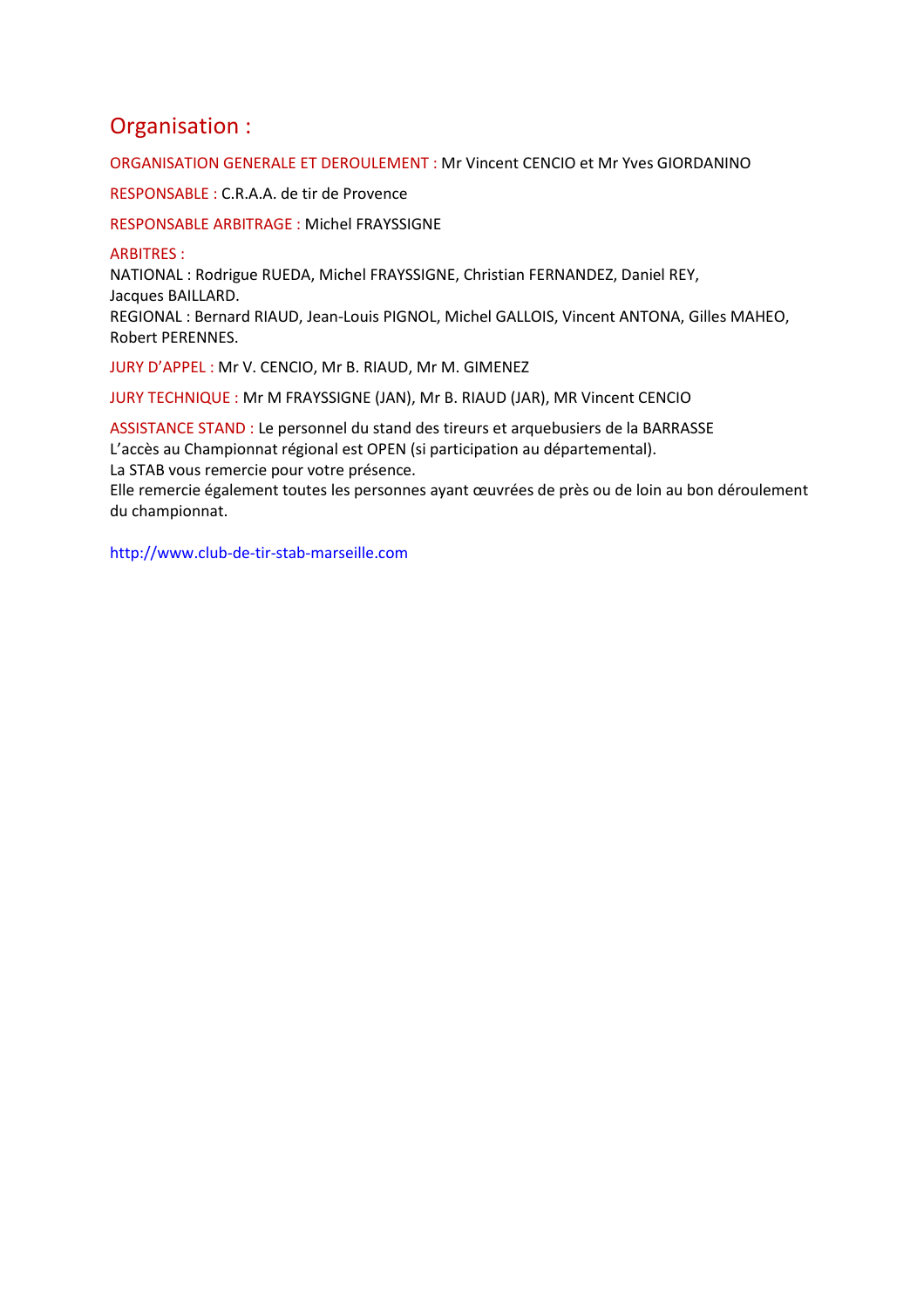# Organisation :

ORGANISATION GENERALE ET DEROULEMENT : Mr Vincent CENCIO et Mr Yves GIORDANINO

RESPONSABLE : C.R.A.A. de tir de Provence

RESPONSABLE ARBITRAGE : Michel FRAYSSIGNE

ARBITRES :
NATIONAL : Rodrigue RUEDA, Michel FRAYSSIGNE, Christian FERNANDEZ, Daniel REY, Jacques BAILLARD.
REGIONAL : Bernard RIAUD, Jean-Louis PIGNOL, Michel GALLOIS, Vincent ANTONA, Gilles MAHEO, Robert PERENNES.

JURY D'APPEL : Mr V. CENCIO, Mr B. RIAUD, Mr M. GIMENEZ

JURY TECHNIQUE : Mr M FRAYSSIGNE (JAN), Mr B. RIAUD (JAR), MR Vincent CENCIO

ASSISTANCE STAND : Le personnel du stand des tireurs et arquebusiers de la BARRASSE
L'accès au Championnat régional est OPEN (si participation au départemental).
La STAB vous remercie pour votre présence.
Elle remercie également toutes les personnes ayant œuvrées de près ou de loin au bon déroulement du championnat.

http://www.club-de-tir-stab-marseille.com